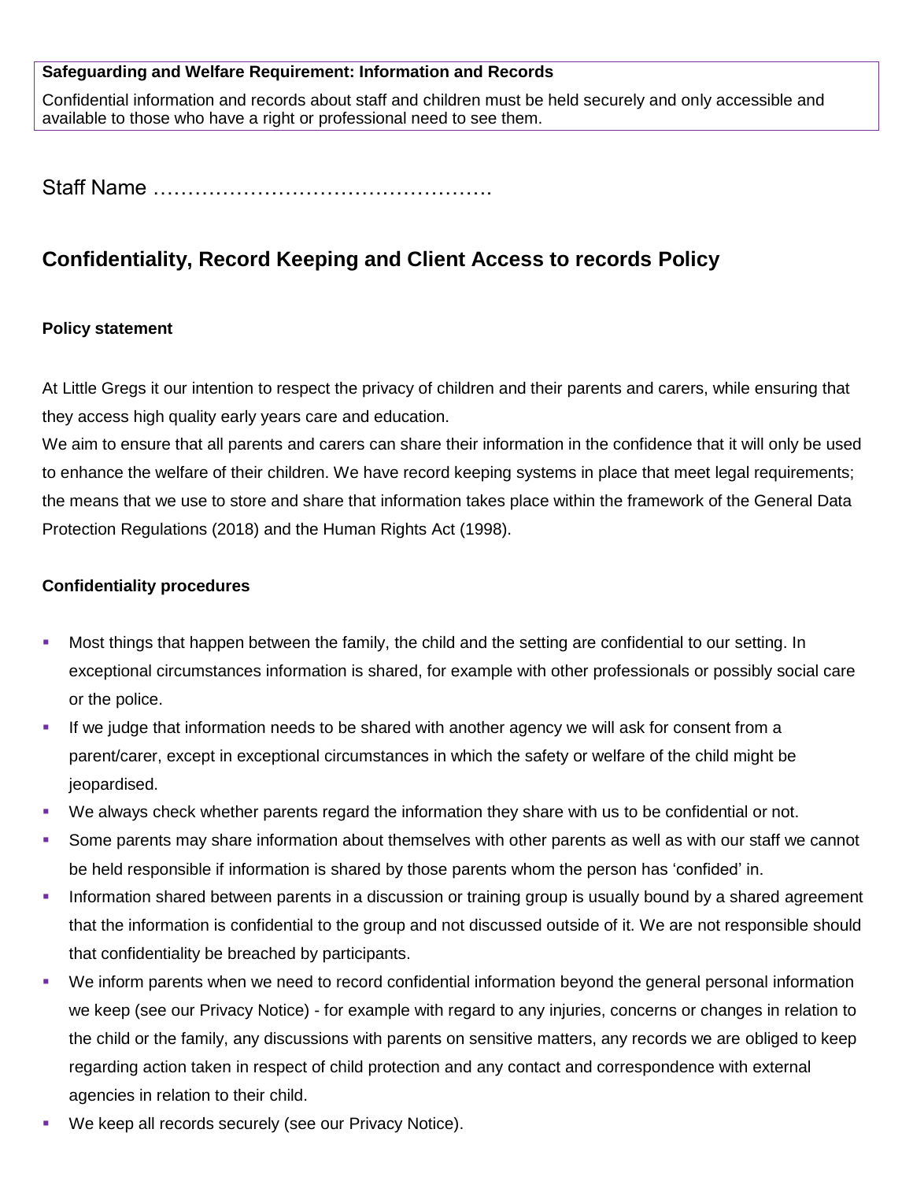**Safeguarding and Welfare Requirement: Information and Records**

Confidential information and records about staff and children must be held securely and only accessible and available to those who have a right or professional need to see them.

Staff Name ………………………………………….

## Confidentiality, Record Keeping and Client Access to records Policy

### Policy statement

At Little Gregs it our intention to respect the privacy of children and their parents and carers, while ensuring that they access high quality early years care and education.

We aim to ensure that all parents and carers can share their information in the confidence that it will only be used to enhance the welfare of their children. We have record keeping systems in place that meet legal requirements; the means that we use to store and share that information takes place within the framework of the General Data Protection Regulations (2018) and the Human Rights Act (1998).

### Confidentiality procedures

- Most things that happen between the family, the child and the setting are confidential to our setting. In exceptional circumstances information is shared, for example with other professionals or possibly social care or the police.
- If we judge that information needs to be shared with another agency we will ask for consent from a parent/carer, except in exceptional circumstances in which the safety or welfare of the child might be jeopardised.
- We always check whether parents regard the information they share with us to be confidential or not.
- Some parents may share information about themselves with other parents as well as with our staff we cannot be held responsible if information is shared by those parents whom the person has 'confided' in.
- Information shared between parents in a discussion or training group is usually bound by a shared agreement that the information is confidential to the group and not discussed outside of it. We are not responsible should that confidentiality be breached by participants.
- We inform parents when we need to record confidential information beyond the general personal information we keep (see our Privacy Notice) - for example with regard to any injuries, concerns or changes in relation to the child or the family, any discussions with parents on sensitive matters, any records we are obliged to keep regarding action taken in respect of child protection and any contact and correspondence with external agencies in relation to their child.
- We keep all records securely (see our Privacy Notice).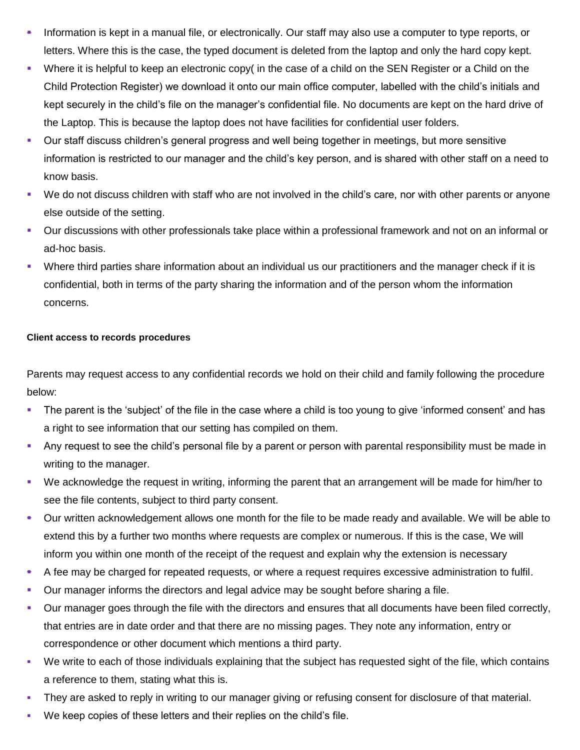- Information is kept in a manual file, or electronically. Our staff may also use a computer to type reports, or letters. Where this is the case, the typed document is deleted from the laptop and only the hard copy kept.
- Where it is helpful to keep an electronic copy( in the case of a child on the SEN Register or a Child on the Child Protection Register) we download it onto our main office computer, labelled with the child's initials and kept securely in the child's file on the manager's confidential file. No documents are kept on the hard drive of the Laptop. This is because the laptop does not have facilities for confidential user folders.
- Our staff discuss children's general progress and well being together in meetings, but more sensitive information is restricted to our manager and the child's key person, and is shared with other staff on a need to know basis.
- We do not discuss children with staff who are not involved in the child's care, nor with other parents or anyone else outside of the setting.
- Our discussions with other professionals take place within a professional framework and not on an informal or ad-hoc basis.
- Where third parties share information about an individual us our practitioners and the manager check if it is confidential, both in terms of the party sharing the information and of the person whom the information concerns.

**Client access to records procedures**

Parents may request access to any confidential records we hold on their child and family following the procedure below:

- The parent is the 'subject' of the file in the case where a child is too young to give 'informed consent' and has a right to see information that our setting has compiled on them.
- Any request to see the child's personal file by a parent or person with parental responsibility must be made in writing to the manager.
- We acknowledge the request in writing, informing the parent that an arrangement will be made for him/her to see the file contents, subject to third party consent.
- Our written acknowledgement allows one month for the file to be made ready and available. We will be able to extend this by a further two months where requests are complex or numerous. If this is the case, We will inform you within one month of the receipt of the request and explain why the extension is necessary
- A fee may be charged for repeated requests, or where a request requires excessive administration to fulfil.
- Our manager informs the directors and legal advice may be sought before sharing a file.
- Our manager goes through the file with the directors and ensures that all documents have been filed correctly, that entries are in date order and that there are no missing pages. They note any information, entry or correspondence or other document which mentions a third party.
- We write to each of those individuals explaining that the subject has requested sight of the file, which contains a reference to them, stating what this is.
- They are asked to reply in writing to our manager giving or refusing consent for disclosure of that material.
- We keep copies of these letters and their replies on the child's file.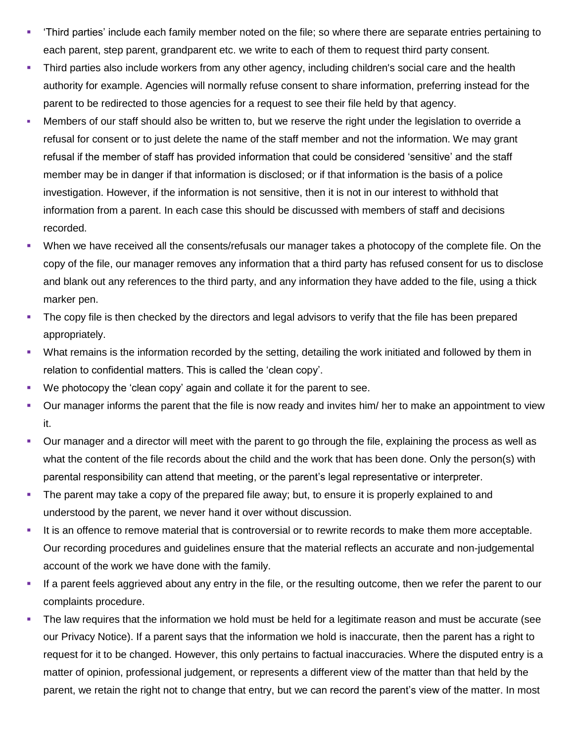- ‘Third parties’ include each family member noted on the file; so where there are separate entries pertaining to each parent, step parent, grandparent etc. we write to each of them to request third party consent.
- Third parties also include workers from any other agency, including children's social care and the health authority for example. Agencies will normally refuse consent to share information, preferring instead for the parent to be redirected to those agencies for a request to see their file held by that agency.
- Members of our staff should also be written to, but we reserve the right under the legislation to override a refusal for consent or to just delete the name of the staff member and not the information. We may grant refusal if the member of staff has provided information that could be considered ‘sensitive’ and the staff member may be in danger if that information is disclosed; or if that information is the basis of a police investigation. However, if the information is not sensitive, then it is not in our interest to withhold that information from a parent. In each case this should be discussed with members of staff and decisions recorded.
- When we have received all the consents/refusals our manager takes a photocopy of the complete file. On the copy of the file, our manager removes any information that a third party has refused consent for us to disclose and blank out any references to the third party, and any information they have added to the file, using a thick marker pen.
- The copy file is then checked by the directors and legal advisors to verify that the file has been prepared appropriately.
- What remains is the information recorded by the setting, detailing the work initiated and followed by them in relation to confidential matters. This is called the ‘clean copy’.
- We photocopy the ‘clean copy’ again and collate it for the parent to see.
- Our manager informs the parent that the file is now ready and invites him/ her to make an appointment to view it.
- Our manager and a director will meet with the parent to go through the file, explaining the process as well as what the content of the file records about the child and the work that has been done. Only the person(s) with parental responsibility can attend that meeting, or the parent’s legal representative or interpreter.
- The parent may take a copy of the prepared file away; but, to ensure it is properly explained to and understood by the parent, we never hand it over without discussion.
- It is an offence to remove material that is controversial or to rewrite records to make them more acceptable. Our recording procedures and guidelines ensure that the material reflects an accurate and non-judgemental account of the work we have done with the family.
- If a parent feels aggrieved about any entry in the file, or the resulting outcome, then we refer the parent to our complaints procedure.
- The law requires that the information we hold must be held for a legitimate reason and must be accurate (see our Privacy Notice). If a parent says that the information we hold is inaccurate, then the parent has a right to request for it to be changed. However, this only pertains to factual inaccuracies. Where the disputed entry is a matter of opinion, professional judgement, or represents a different view of the matter than that held by the parent, we retain the right not to change that entry, but we can record the parent’s view of the matter. In most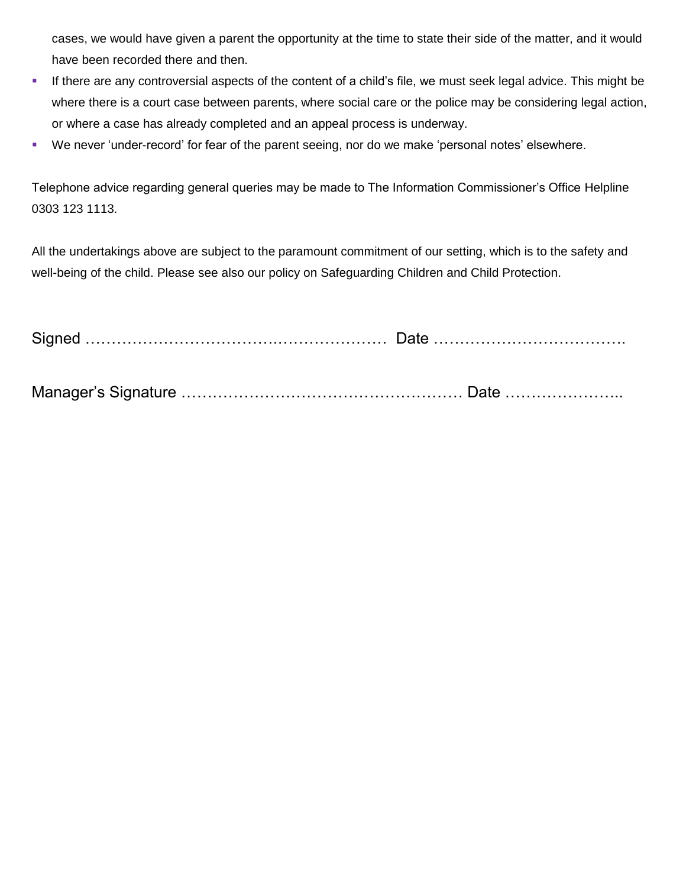cases, we would have given a parent the opportunity at the time to state their side of the matter, and it would have been recorded there and then.

- If there are any controversial aspects of the content of a child's file, we must seek legal advice. This might be where there is a court case between parents, where social care or the police may be considering legal action, or where a case has already completed and an appeal process is underway.
- We never 'under-record' for fear of the parent seeing, nor do we make 'personal notes' elsewhere.

Telephone advice regarding general queries may be made to The Information Commissioner's Office Helpline 0303 123 1113.

All the undertakings above are subject to the paramount commitment of our setting, which is to the safety and well-being of the child. Please see also our policy on Safeguarding Children and Child Protection.

Signed …………………………………………………… Date ……………………………….

Manager's Signature ……………………………………………… Date …………………..